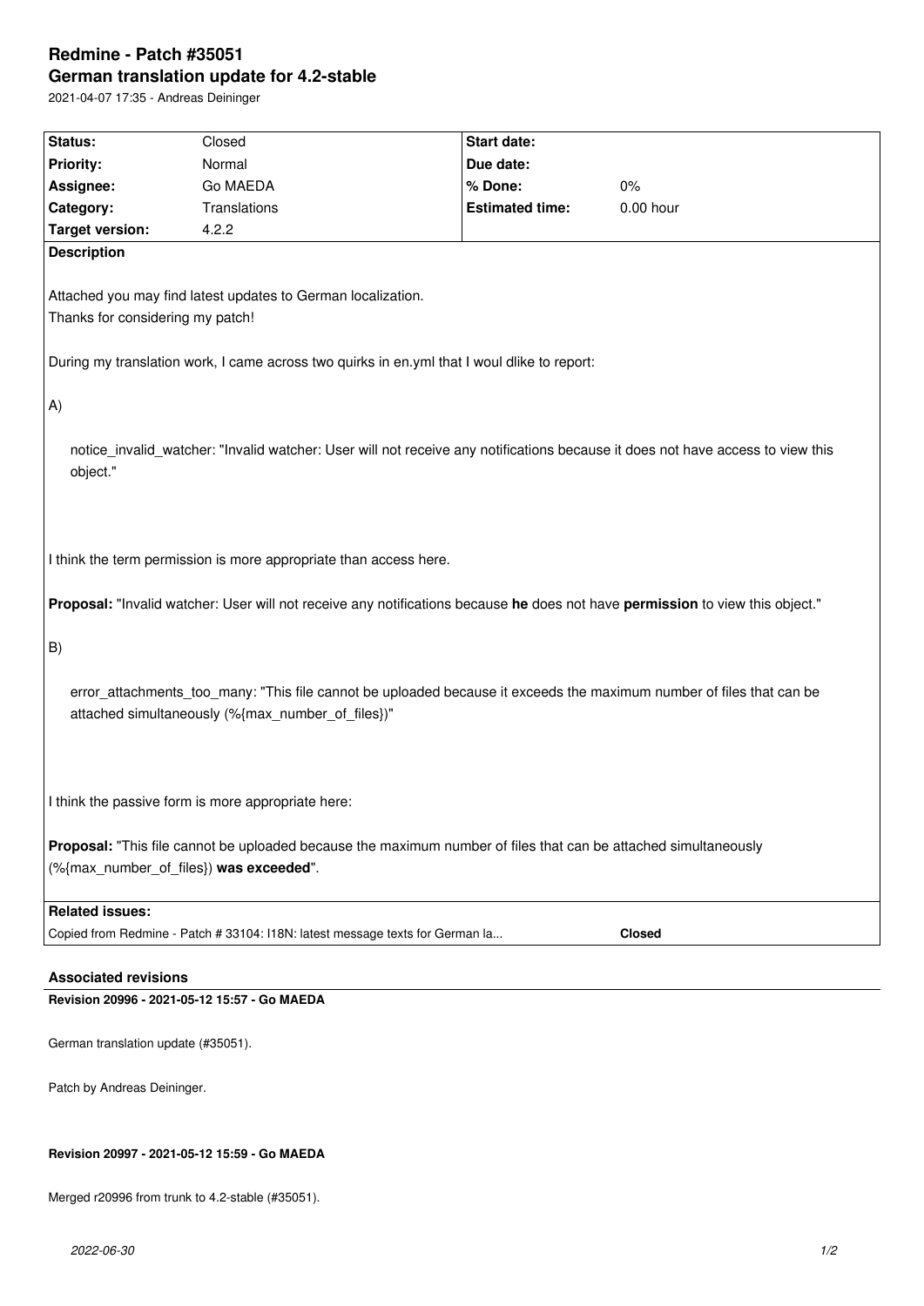# Redmine - Patch #35051

## German translation update for 4.2-stable

2021-04-07 17:35 - Andreas Deininger

| Status: | Closed | Start date: | |
|---|---|---|---|
| Priority: | Normal | Due date: | |
| Assignee: | Go MAEDA | % Done: | 0% |
| Category: | Translations | Estimated time: | 0.00 hour |
| Target version: | 4.2.2 | | |

**Description**

Attached you may find latest updates to German localization.
Thanks for considering my patch!

During my translation work, I came across two quirks in en.yml that I woul dlike to report:

A)

> notice_invalid_watcher: "Invalid watcher: User will not receive any notifications because it does not have access to view this object."

I think the term permission is more appropriate than access here.

**Proposal:** "Invalid watcher: User will not receive any notifications because **he** does not have **permission** to view this object."

B)

> error_attachments_too_many: "This file cannot be uploaded because it exceeds the maximum number of files that can be attached simultaneously (%{max_number_of_files})"

I think the passive form is more appropriate here:

**Proposal:** "This file cannot be uploaded because the maximum number of files that can be attached simultaneously (%{max_number_of_files}) **was exceeded**".

**Related issues:**

| | |
|---|---|
| Copied from Redmine - Patch # 33104: I18N: latest message texts for German la... | **Closed** |

### Associated revisions

**Revision 20996 - 2021-05-12 15:57 - Go MAEDA**

German translation update (#35051).

Patch by Andreas Deininger.

**Revision 20997 - 2021-05-12 15:59 - Go MAEDA**

Merged r20996 from trunk to 4.2-stable (#35051).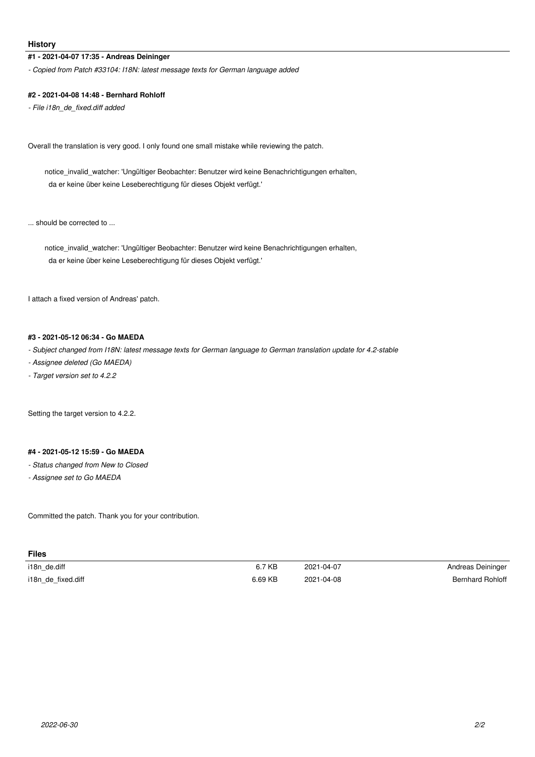## History

### #1 - 2021-04-07 17:35 - Andreas Deininger

*- Copied from Patch #33104: I18N: latest message texts for German language added*

### #2 - 2021-04-08 14:48 - Bernhard Rohloff

*- File i18n_de_fixed.diff added*

Overall the translation is very good. I only found one small mistake while reviewing the patch.

```
notice_invalid_watcher: 'Ungültiger Beobachter: Benutzer wird keine Benachrichtigungen erhalten,
 da er keine über keine Leseberechtigung für dieses Objekt verfügt.'
```

... should be corrected to ...

```
notice_invalid_watcher: 'Ungültiger Beobachter: Benutzer wird keine Benachrichtigungen erhalten,
 da er keine über keine Leseberechtigung für dieses Objekt verfügt.'
```

I attach a fixed version of Andreas' patch.

### #3 - 2021-05-12 06:34 - Go MAEDA

*- Subject changed from I18N: latest message texts for German language to German translation update for 4.2-stable*

*- Assignee deleted (Go MAEDA)*

*- Target version set to 4.2.2*

Setting the target version to 4.2.2.

### #4 - 2021-05-12 15:59 - Go MAEDA

*- Status changed from New to Closed*

*- Assignee set to Go MAEDA*

Committed the patch. Thank you for your contribution.

## Files

| | | | |
|---|---|---|---|
| i18n_de.diff | 6.7 KB | 2021-04-07 | Andreas Deininger |
| i18n_de_fixed.diff | 6.69 KB | 2021-04-08 | Bernhard Rohloff |